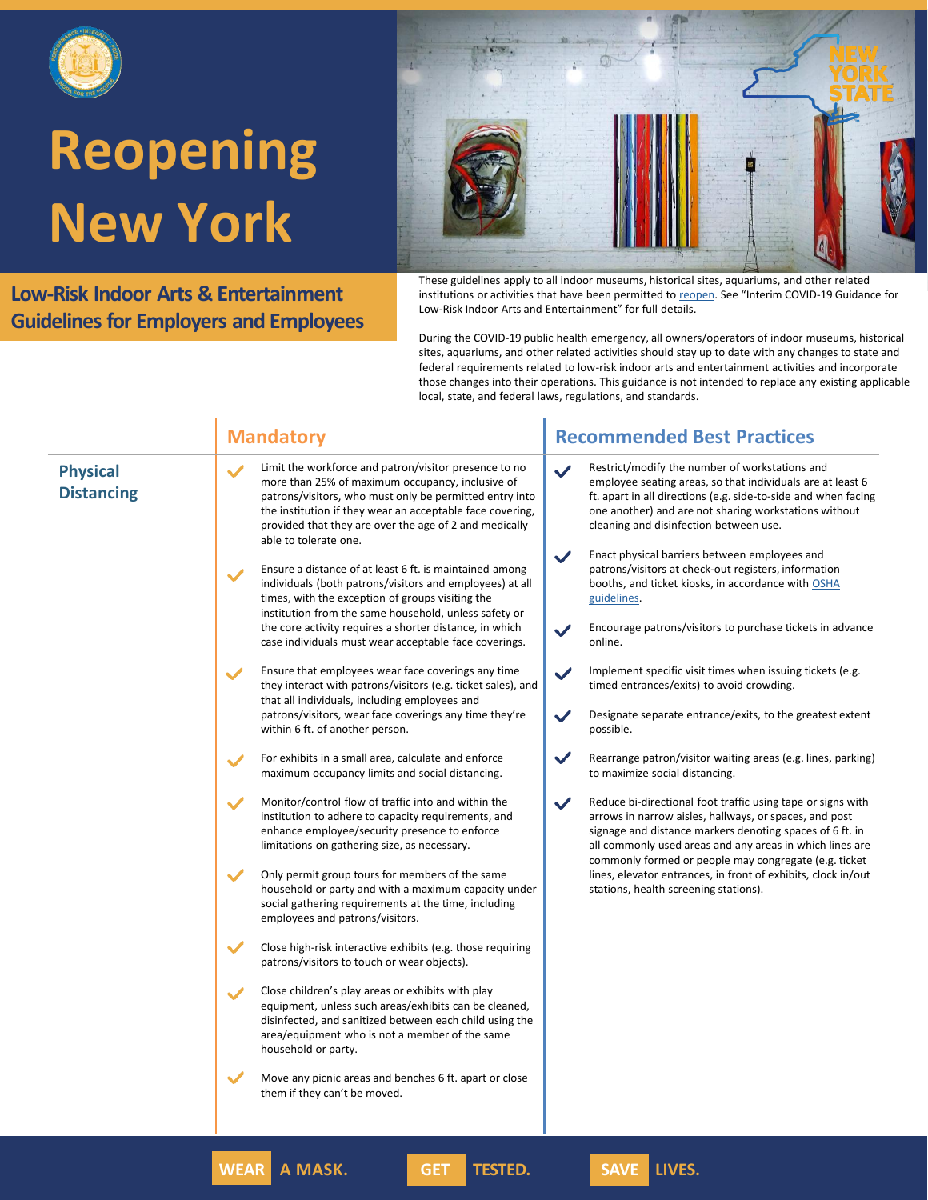# Reopening New York

## Low-Risk Indoor Arts & Entertainment Guidelines for Employers and Employees

These guidelines apply to all indoor museums, historical sites, aquariums, and other related institutions or activities that have been permitted to reopen. See "Interim COVID-19 Guidance for Low-Risk Indoor Arts and Entertainment" for full details.

During the COVID-19 public health emergency, all owners/operators of indoor museums, historical sites, aquariums, and other related activities should stay up to date with any changes to state and federal requirements related to low-risk indoor arts and entertainment activities and incorporate those changes into their operations. This guidance is not intended to replace any existing applicable local, state, and federal laws, regulations, and standards.

| | Mandatory | Recommended Best Practices |
|---|---|---|
| **Physical Distancing** | ✓ Limit the workforce and patron/visitor presence to no more than 25% of maximum occupancy, inclusive of patrons/visitors, who must only be permitted entry into the institution if they wear an acceptable face covering, provided that they are over the age of 2 and medically able to tolerate one. | ✓ Restrict/modify the number of workstations and employee seating areas, so that individuals are at least 6 ft. apart in all directions (e.g. side-to-side and when facing one another) and are not sharing workstations without cleaning and disinfection between use. |
| | ✓ Ensure a distance of at least 6 ft. is maintained among individuals (both patrons/visitors and employees) at all times, with the exception of groups visiting the institution from the same household, unless safety or the core activity requires a shorter distance, in which case individuals must wear acceptable face coverings. | ✓ Enact physical barriers between employees and patrons/visitors at check-out registers, information booths, and ticket kiosks, in accordance with OSHA guidelines. |
| | ✓ Ensure that employees wear face coverings any time they interact with patrons/visitors (e.g. ticket sales), and that all individuals, including employees and patrons/visitors, wear face coverings any time they're within 6 ft. of another person. | ✓ Encourage patrons/visitors to purchase tickets in advance online. |
| | ✓ For exhibits in a small area, calculate and enforce maximum occupancy limits and social distancing. | ✓ Implement specific visit times when issuing tickets (e.g. timed entrances/exits) to avoid crowding. |
| | ✓ Monitor/control flow of traffic into and within the institution to adhere to capacity requirements, and enhance employee/security presence to enforce limitations on gathering size, as necessary. | ✓ Designate separate entrance/exits, to the greatest extent possible. |
| | ✓ Only permit group tours for members of the same household or party and with a maximum capacity under social gathering requirements at the time, including employees and patrons/visitors. | ✓ Rearrange patron/visitor waiting areas (e.g. lines, parking) to maximize social distancing. |
| | ✓ Close high-risk interactive exhibits (e.g. those requiring patrons/visitors to touch or wear objects). | ✓ Reduce bi-directional foot traffic using tape or signs with arrows in narrow aisles, hallways, or spaces, and post signage and distance markers denoting spaces of 6 ft. in all commonly used areas and any areas in which lines are commonly formed or people may congregate (e.g. ticket lines, elevator entrances, in front of exhibits, clock in/out stations, health screening stations). |
| | ✓ Close children's play areas or exhibits with play equipment, unless such areas/exhibits can be cleaned, disinfected, and sanitized between each child using the area/equipment who is not a member of the same household or party. | |
| | ✓ Move any picnic areas and benches 6 ft. apart or close them if they can't be moved. | |

**WEAR** A MASK. **GET** TESTED. **SAVE** LIVES.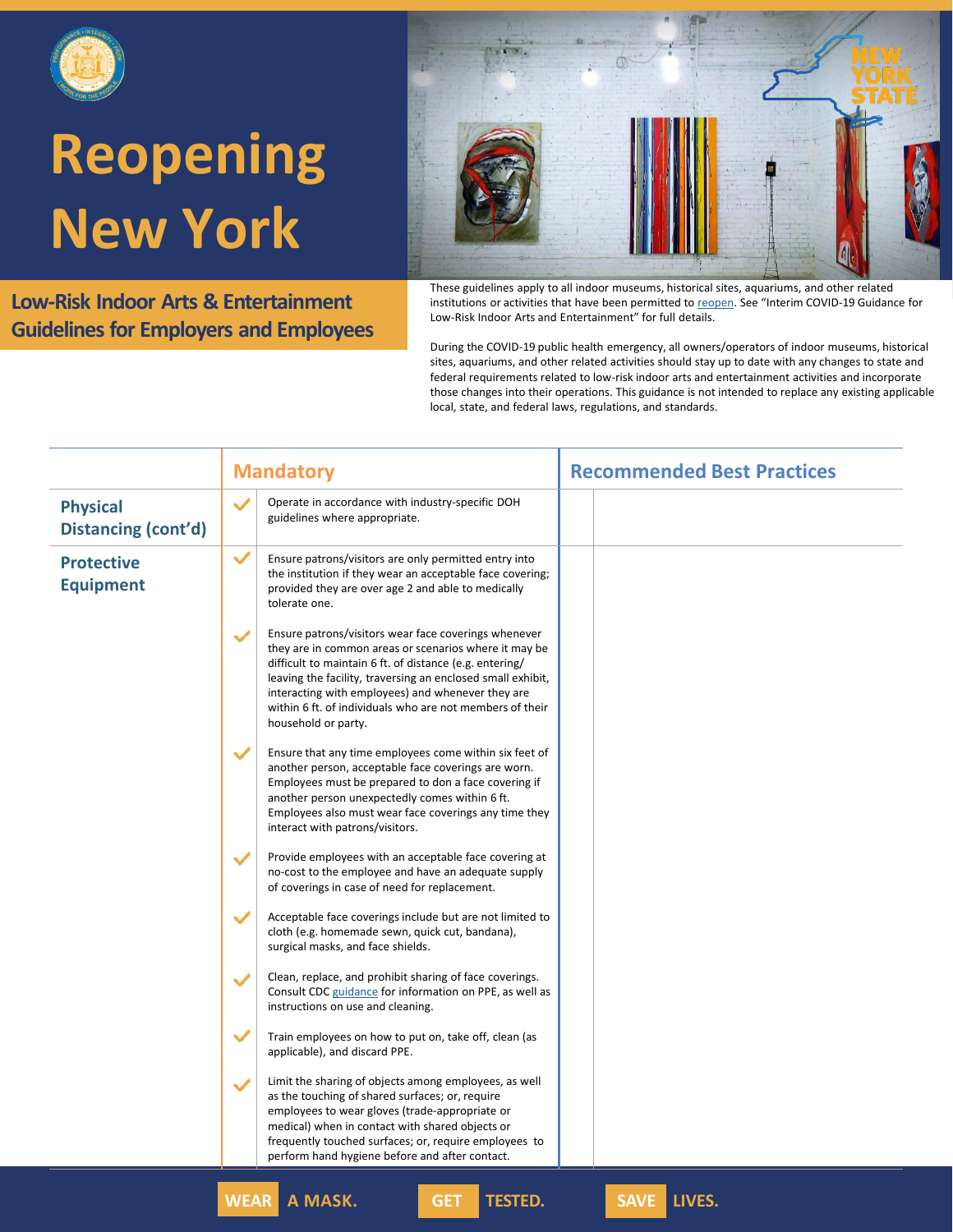# Reopening New York

## Low-Risk Indoor Arts & Entertainment Guidelines for Employers and Employees

These guidelines apply to all indoor museums, historical sites, aquariums, and other related institutions or activities that have been permitted to reopen. See "Interim COVID-19 Guidance for Low-Risk Indoor Arts and Entertainment" for full details.

During the COVID-19 public health emergency, all owners/operators of indoor museums, historical sites, aquariums, and other related activities should stay up to date with any changes to state and federal requirements related to low-risk indoor arts and entertainment activities and incorporate those changes into their operations. This guidance is not intended to replace any existing applicable local, state, and federal laws, regulations, and standards.

| | Mandatory | Recommended Best Practices |
|---|---|---|
| **Physical Distancing (cont'd)** | ✓ Operate in accordance with industry-specific DOH guidelines where appropriate. | |
| **Protective Equipment** | ✓ Ensure patrons/visitors are only permitted entry into the institution if they wear an acceptable face covering; provided they are over age 2 and able to medically tolerate one. | |
| | ✓ Ensure patrons/visitors wear face coverings whenever they are in common areas or scenarios where it may be difficult to maintain 6 ft. of distance (e.g. entering/ leaving the facility, traversing an enclosed small exhibit, interacting with employees) and whenever they are within 6 ft. of individuals who are not members of their household or party. | |
| | ✓ Ensure that any time employees come within six feet of another person, acceptable face coverings are worn. Employees must be prepared to don a face covering if another person unexpectedly comes within 6 ft. Employees also must wear face coverings any time they interact with patrons/visitors. | |
| | ✓ Provide employees with an acceptable face covering at no-cost to the employee and have an adequate supply of coverings in case of need for replacement. | |
| | ✓ Acceptable face coverings include but are not limited to cloth (e.g. homemade sewn, quick cut, bandana), surgical masks, and face shields. | |
| | ✓ Clean, replace, and prohibit sharing of face coverings. Consult CDC guidance for information on PPE, as well as instructions on use and cleaning. | |
| | ✓ Train employees on how to put on, take off, clean (as applicable), and discard PPE. | |
| | ✓ Limit the sharing of objects among employees, as well as the touching of shared surfaces; or, require employees to wear gloves (trade-appropriate or medical) when in contact with shared objects or frequently touched surfaces; or, require employees to perform hand hygiene before and after contact. | |

WEAR A MASK. GET TESTED. SAVE LIVES.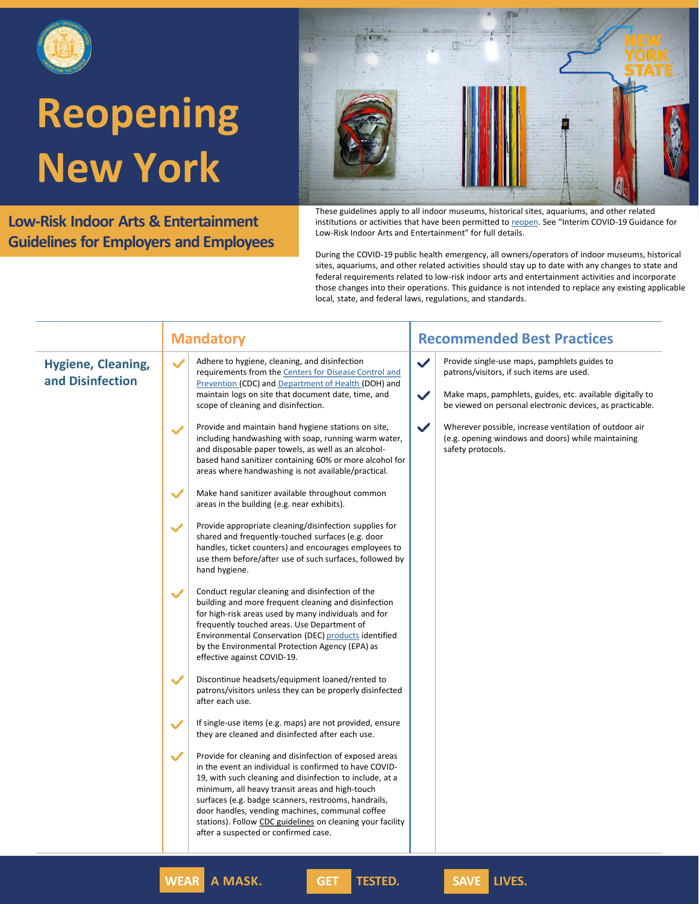# Reopening New York

## Low-Risk Indoor Arts & Entertainment Guidelines for Employers and Employees

These guidelines apply to all indoor museums, historical sites, aquariums, and other related institutions or activities that have been permitted to reopen. See "Interim COVID-19 Guidance for Low-Risk Indoor Arts and Entertainment" for full details.

During the COVID-19 public health emergency, all owners/operators of indoor museums, historical sites, aquariums, and other related activities should stay up to date with any changes to state and federal requirements related to low-risk indoor arts and entertainment activities and incorporate those changes into their operations. This guidance is not intended to replace any existing applicable local, state, and federal laws, regulations, and standards.

### Hygiene, Cleaning, and Disinfection

#### Mandatory

- Adhere to hygiene, cleaning, and disinfection requirements from the Centers for Disease Control and Prevention (CDC) and Department of Health (DOH) and maintain logs on site that document date, time, and scope of cleaning and disinfection.
- Provide and maintain hand hygiene stations on site, including handwashing with soap, running warm water, and disposable paper towels, as well as an alcohol-based hand sanitizer containing 60% or more alcohol for areas where handwashing is not available/practical.
- Make hand sanitizer available throughout common areas in the building (e.g. near exhibits).
- Provide appropriate cleaning/disinfection supplies for shared and frequently-touched surfaces (e.g. door handles, ticket counters) and encourages employees to use them before/after use of such surfaces, followed by hand hygiene.
- Conduct regular cleaning and disinfection of the building and more frequent cleaning and disinfection for high-risk areas used by many individuals and for frequently touched areas. Use Department of Environmental Conservation (DEC) products identified by the Environmental Protection Agency (EPA) as effective against COVID-19.
- Discontinue headsets/equipment loaned/rented to patrons/visitors unless they can be properly disinfected after each use.
- If single-use items (e.g. maps) are not provided, ensure they are cleaned and disinfected after each use.
- Provide for cleaning and disinfection of exposed areas in the event an individual is confirmed to have COVID-19, with such cleaning and disinfection to include, at a minimum, all heavy transit areas and high-touch surfaces (e.g. badge scanners, restrooms, handrails, door handles, vending machines, communal coffee stations). Follow CDC guidelines on cleaning your facility after a suspected or confirmed case.

#### Recommended Best Practices

- Provide single-use maps, pamphlets guides to patrons/visitors, if such items are used.
- Make maps, pamphlets, guides, etc. available digitally to be viewed on personal electronic devices, as practicable.
- Wherever possible, increase ventilation of outdoor air (e.g. opening windows and doors) while maintaining safety protocols.

WEAR A MASK. GET TESTED. SAVE LIVES.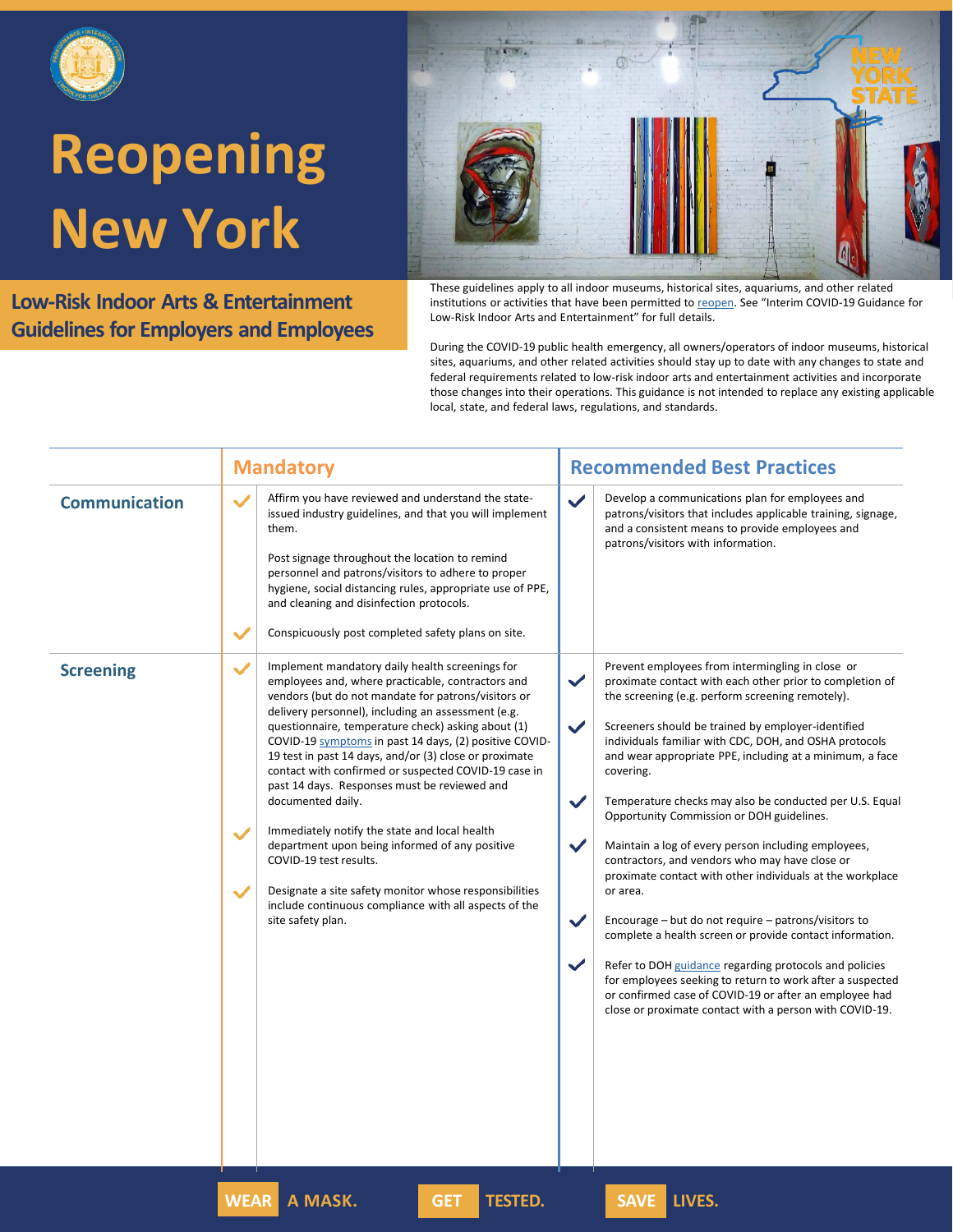# Reopening New York

## Low-Risk Indoor Arts & Entertainment Guidelines for Employers and Employees

These guidelines apply to all indoor museums, historical sites, aquariums, and other related institutions or activities that have been permitted to reopen. See "Interim COVID-19 Guidance for Low-Risk Indoor Arts and Entertainment" for full details.

During the COVID-19 public health emergency, all owners/operators of indoor museums, historical sites, aquariums, and other related activities should stay up to date with any changes to state and federal requirements related to low-risk indoor arts and entertainment activities and incorporate those changes into their operations. This guidance is not intended to replace any existing applicable local, state, and federal laws, regulations, and standards.

| | Mandatory | Recommended Best Practices |
|---|---|---|
| **Communication** | ✓ Affirm you have reviewed and understand the state-issued industry guidelines, and that you will implement them.<br><br>Post signage throughout the location to remind personnel and patrons/visitors to adhere to proper hygiene, social distancing rules, appropriate use of PPE, and cleaning and disinfection protocols.<br><br>✓ Conspicuously post completed safety plans on site. | ✓ Develop a communications plan for employees and patrons/visitors that includes applicable training, signage, and a consistent means to provide employees and patrons/visitors with information. |
| **Screening** | ✓ Implement mandatory daily health screenings for employees and, where practicable, contractors and vendors (but do not mandate for patrons/visitors or delivery personnel), including an assessment (e.g. questionnaire, temperature check) asking about (1) COVID-19 symptoms in past 14 days, (2) positive COVID-19 test in past 14 days, and/or (3) close or proximate contact with confirmed or suspected COVID-19 case in past 14 days. Responses must be reviewed and documented daily.<br><br>✓ Immediately notify the state and local health department upon being informed of any positive COVID-19 test results.<br><br>✓ Designate a site safety monitor whose responsibilities include continuous compliance with all aspects of the site safety plan. | ✓ Prevent employees from intermingling in close or proximate contact with each other prior to completion of the screening (e.g. perform screening remotely).<br><br>✓ Screeners should be trained by employer-identified individuals familiar with CDC, DOH, and OSHA protocols and wear appropriate PPE, including at a minimum, a face covering.<br><br>✓ Temperature checks may also be conducted per U.S. Equal Opportunity Commission or DOH guidelines.<br><br>✓ Maintain a log of every person including employees, contractors, and vendors who may have close or proximate contact with other individuals at the workplace or area.<br><br>✓ Encourage – but do not require – patrons/visitors to complete a health screen or provide contact information.<br><br>✓ Refer to DOH guidance regarding protocols and policies for employees seeking to return to work after a suspected or confirmed case of COVID-19 or after an employee had close or proximate contact with a person with COVID-19. |

**WEAR** A MASK. **GET** TESTED. **SAVE** LIVES.